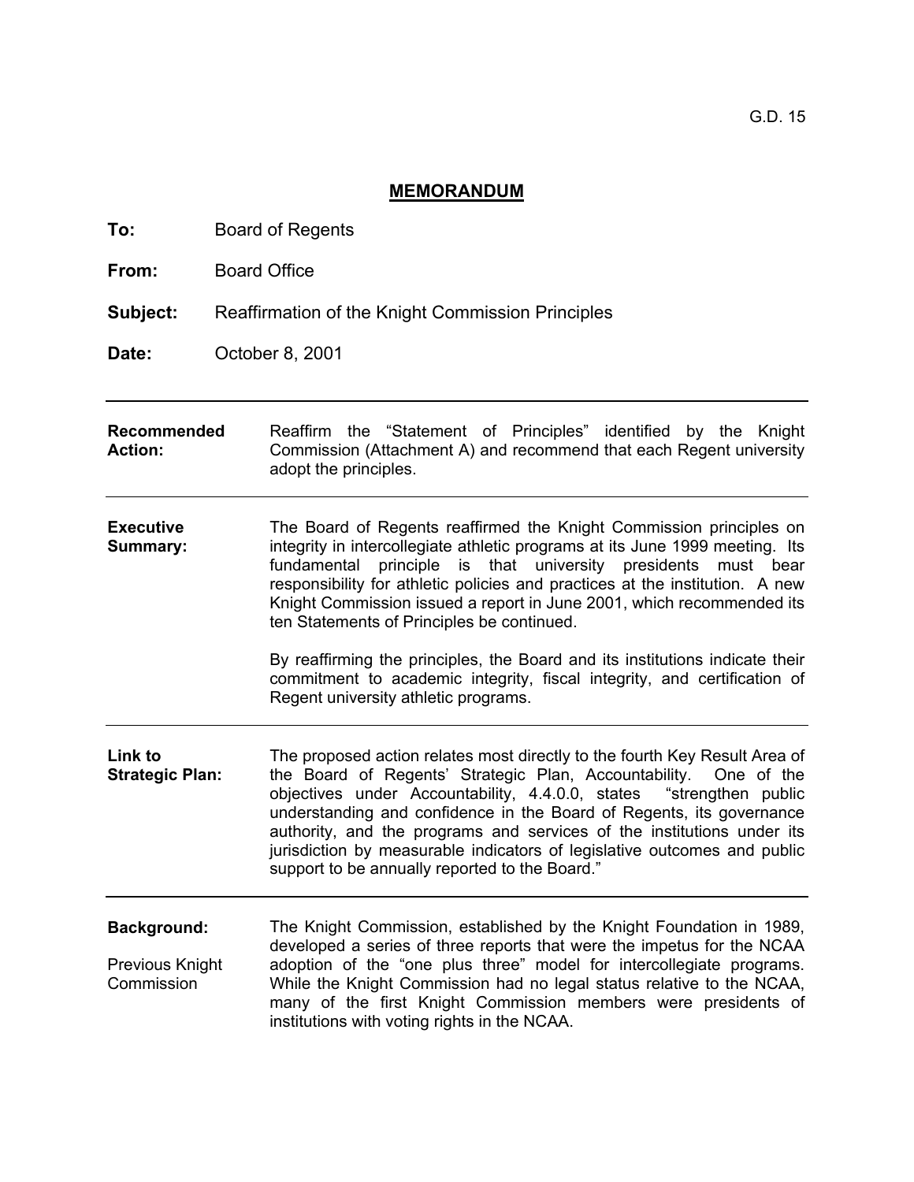G.D. 15

# MEMORANDUM

**To:** Board of Regents

**From:** Board Office

**Subject:** Reaffirmation of the Knight Commission Principles

**Date:** October 8, 2001

---

**Recommended Action:**

Reaffirm the "Statement of Principles" identified by the Knight Commission (Attachment A) and recommend that each Regent university adopt the principles.

---

**Executive Summary:**

The Board of Regents reaffirmed the Knight Commission principles on integrity in intercollegiate athletic programs at its June 1999 meeting. Its fundamental principle is that university presidents must bear responsibility for athletic policies and practices at the institution. A new Knight Commission issued a report in June 2001, which recommended its ten Statements of Principles be continued.

By reaffirming the principles, the Board and its institutions indicate their commitment to academic integrity, fiscal integrity, and certification of Regent university athletic programs.

---

**Link to Strategic Plan:**

The proposed action relates most directly to the fourth Key Result Area of the Board of Regents' Strategic Plan, Accountability. One of the objectives under Accountability, 4.4.0.0, states "strengthen public understanding and confidence in the Board of Regents, its governance authority, and the programs and services of the institutions under its jurisdiction by measurable indicators of legislative outcomes and public support to be annually reported to the Board."

---

**Background:**

Previous Knight Commission

The Knight Commission, established by the Knight Foundation in 1989, developed a series of three reports that were the impetus for the NCAA adoption of the "one plus three" model for intercollegiate programs. While the Knight Commission had no legal status relative to the NCAA, many of the first Knight Commission members were presidents of institutions with voting rights in the NCAA.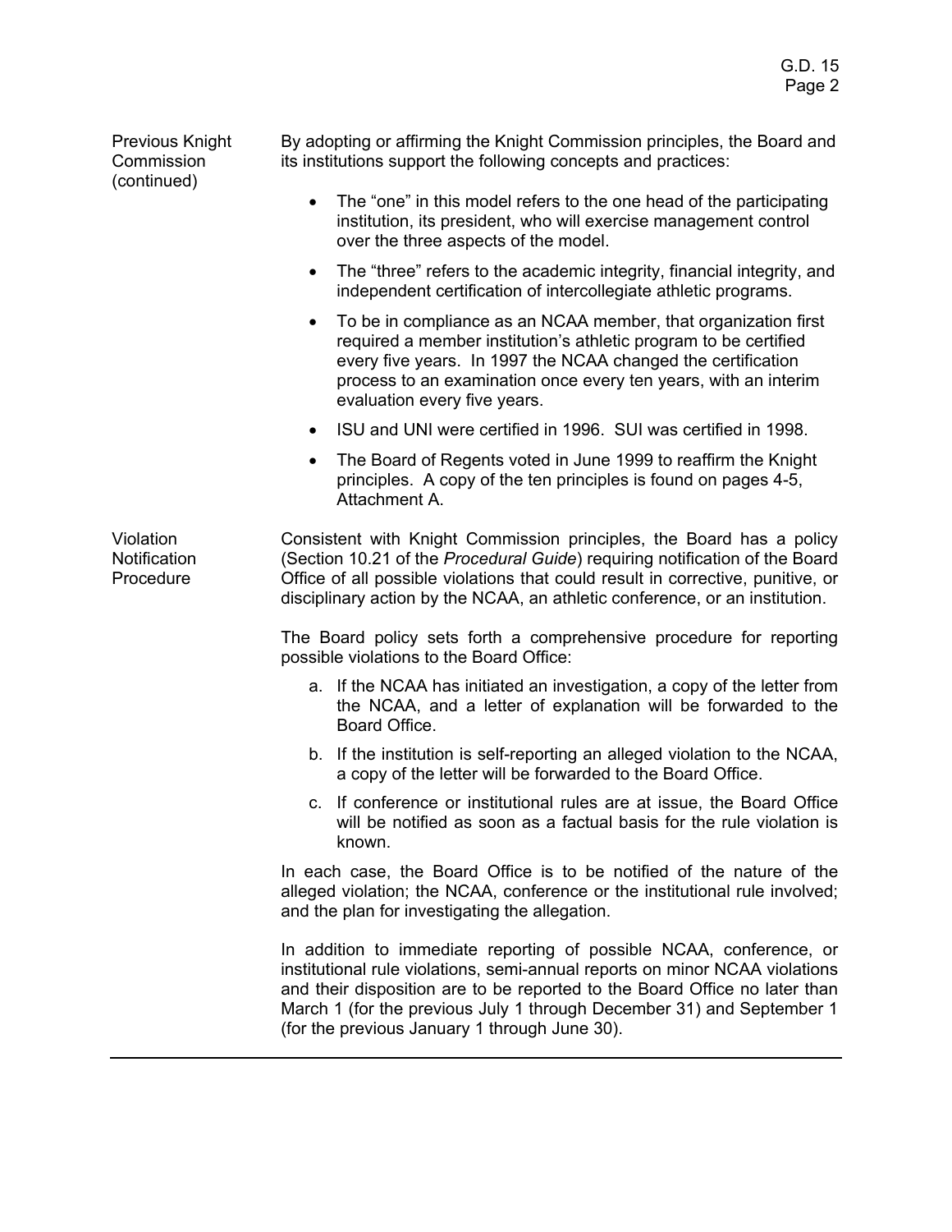**Previous Knight Commission (continued)**

By adopting or affirming the Knight Commission principles, the Board and its institutions support the following concepts and practices:

- The "one" in this model refers to the one head of the participating institution, its president, who will exercise management control over the three aspects of the model.
- The "three" refers to the academic integrity, financial integrity, and independent certification of intercollegiate athletic programs.
- To be in compliance as an NCAA member, that organization first required a member institution's athletic program to be certified every five years. In 1997 the NCAA changed the certification process to an examination once every ten years, with an interim evaluation every five years.
- ISU and UNI were certified in 1996. SUI was certified in 1998.
- The Board of Regents voted in June 1999 to reaffirm the Knight principles. A copy of the ten principles is found on pages 4-5, Attachment A.

**Violation Notification Procedure**

Consistent with Knight Commission principles, the Board has a policy (Section 10.21 of the *Procedural Guide*) requiring notification of the Board Office of all possible violations that could result in corrective, punitive, or disciplinary action by the NCAA, an athletic conference, or an institution.

The Board policy sets forth a comprehensive procedure for reporting possible violations to the Board Office:

a. If the NCAA has initiated an investigation, a copy of the letter from the NCAA, and a letter of explanation will be forwarded to the Board Office.

b. If the institution is self-reporting an alleged violation to the NCAA, a copy of the letter will be forwarded to the Board Office.

c. If conference or institutional rules are at issue, the Board Office will be notified as soon as a factual basis for the rule violation is known.

In each case, the Board Office is to be notified of the nature of the alleged violation; the NCAA, conference or the institutional rule involved; and the plan for investigating the allegation.

In addition to immediate reporting of possible NCAA, conference, or institutional rule violations, semi-annual reports on minor NCAA violations and their disposition are to be reported to the Board Office no later than March 1 (for the previous July 1 through December 31) and September 1 (for the previous January 1 through June 30).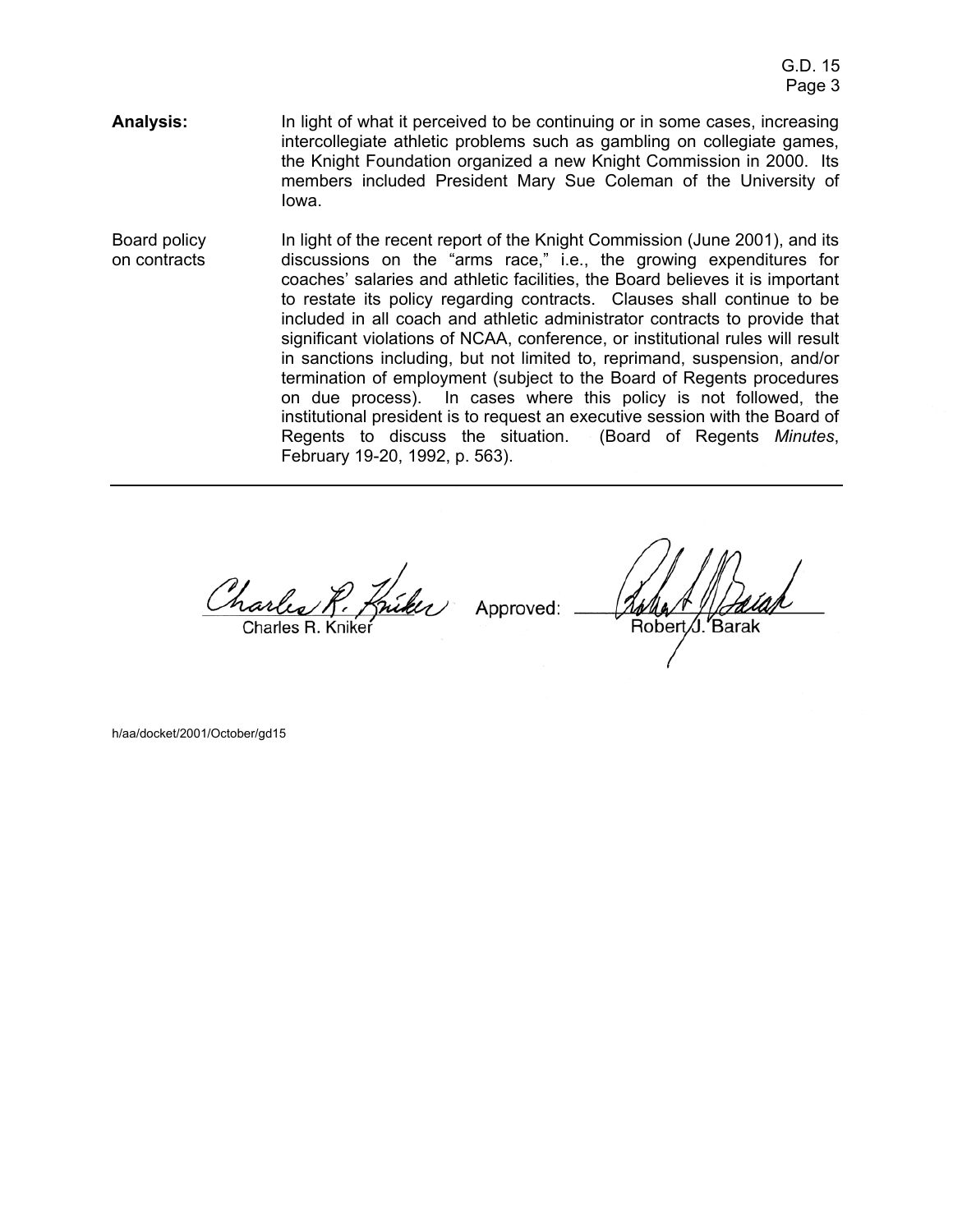**Analysis:** In light of what it perceived to be continuing or in some cases, increasing intercollegiate athletic problems such as gambling on collegiate games, the Knight Foundation organized a new Knight Commission in 2000. Its members included President Mary Sue Coleman of the University of Iowa.

Board policy on contracts

In light of the recent report of the Knight Commission (June 2001), and its discussions on the "arms race," i.e., the growing expenditures for coaches' salaries and athletic facilities, the Board believes it is important to restate its policy regarding contracts. Clauses shall continue to be included in all coach and athletic administrator contracts to provide that significant violations of NCAA, conference, or institutional rules will result in sanctions including, but not limited to, reprimand, suspension, and/or termination of employment (subject to the Board of Regents procedures on due process). In cases where this policy is not followed, the institutional president is to request an executive session with the Board of Regents to discuss the situation. (Board of Regents *Minutes*, February 19-20, 1992, p. 563).

---

Charles R. Kniker

Approved: Robert J. Barak

h/aa/docket/2001/October/gd15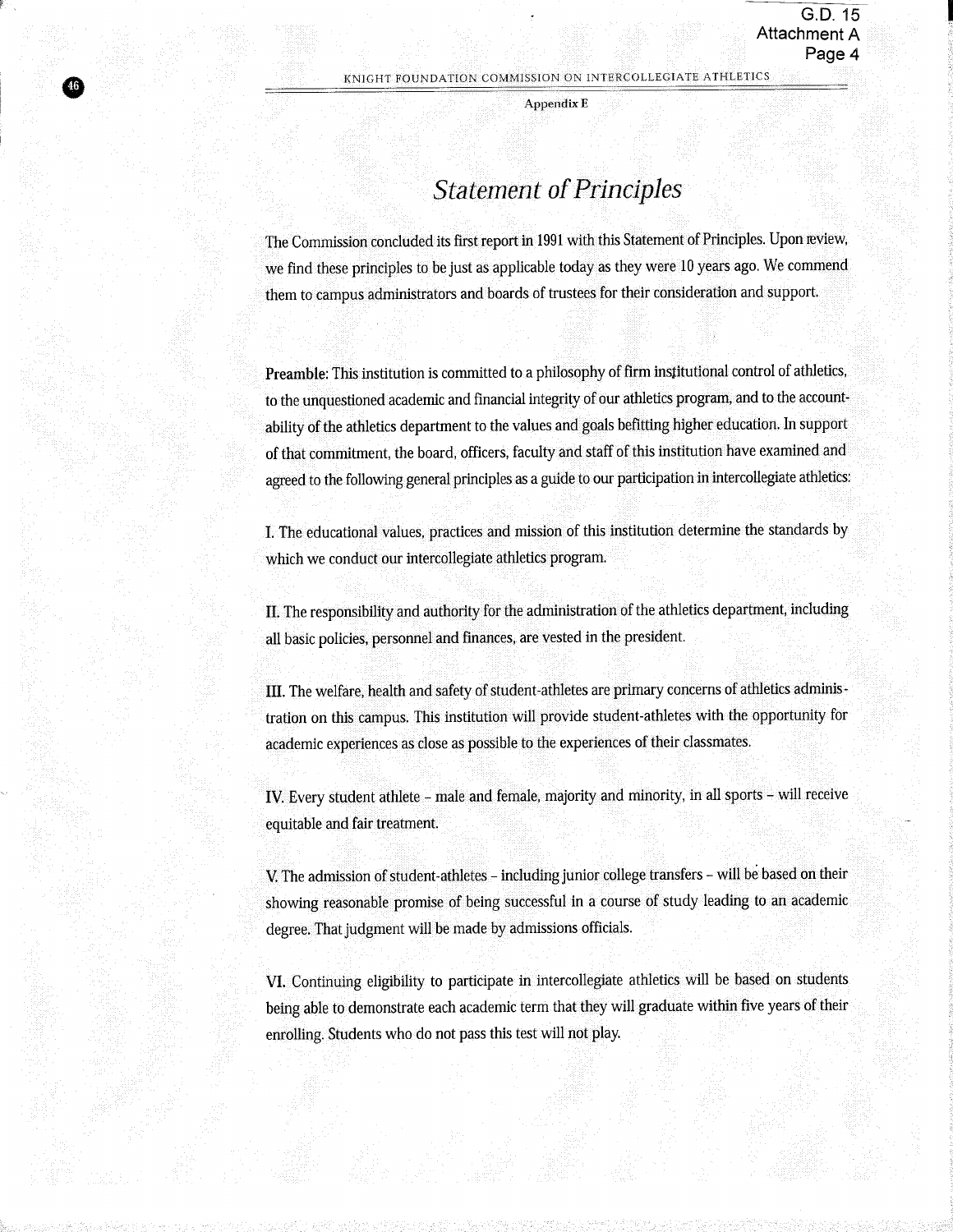Appendix E

# *Statement of Principles*

The Commission concluded its first report in 1991 with this Statement of Principles. Upon review, we find these principles to be just as applicable today as they were 10 years ago. We commend them to campus administrators and boards of trustees for their consideration and support.

**Preamble:** This institution is committed to a philosophy of firm institutional control of athletics, to the unquestioned academic and financial integrity of our athletics program, and to the accountability of the athletics department to the values and goals befitting higher education. In support of that commitment, the board, officers, faculty and staff of this institution have examined and agreed to the following general principles as a guide to our participation in intercollegiate athletics:

I. The educational values, practices and mission of this institution determine the standards by which we conduct our intercollegiate athletics program.

II. The responsibility and authority for the administration of the athletics department, including all basic policies, personnel and finances, are vested in the president.

III. The welfare, health and safety of student-athletes are primary concerns of athletics administration on this campus. This institution will provide student-athletes with the opportunity for academic experiences as close as possible to the experiences of their classmates.

IV. Every student athlete – male and female, majority and minority, in all sports – will receive equitable and fair treatment.

V. The admission of student-athletes – including junior college transfers – will be based on their showing reasonable promise of being successful in a course of study leading to an academic degree. That judgment will be made by admissions officials.

VI. Continuing eligibility to participate in intercollegiate athletics will be based on students being able to demonstrate each academic term that they will graduate within five years of their enrolling. Students who do not pass this test will not play.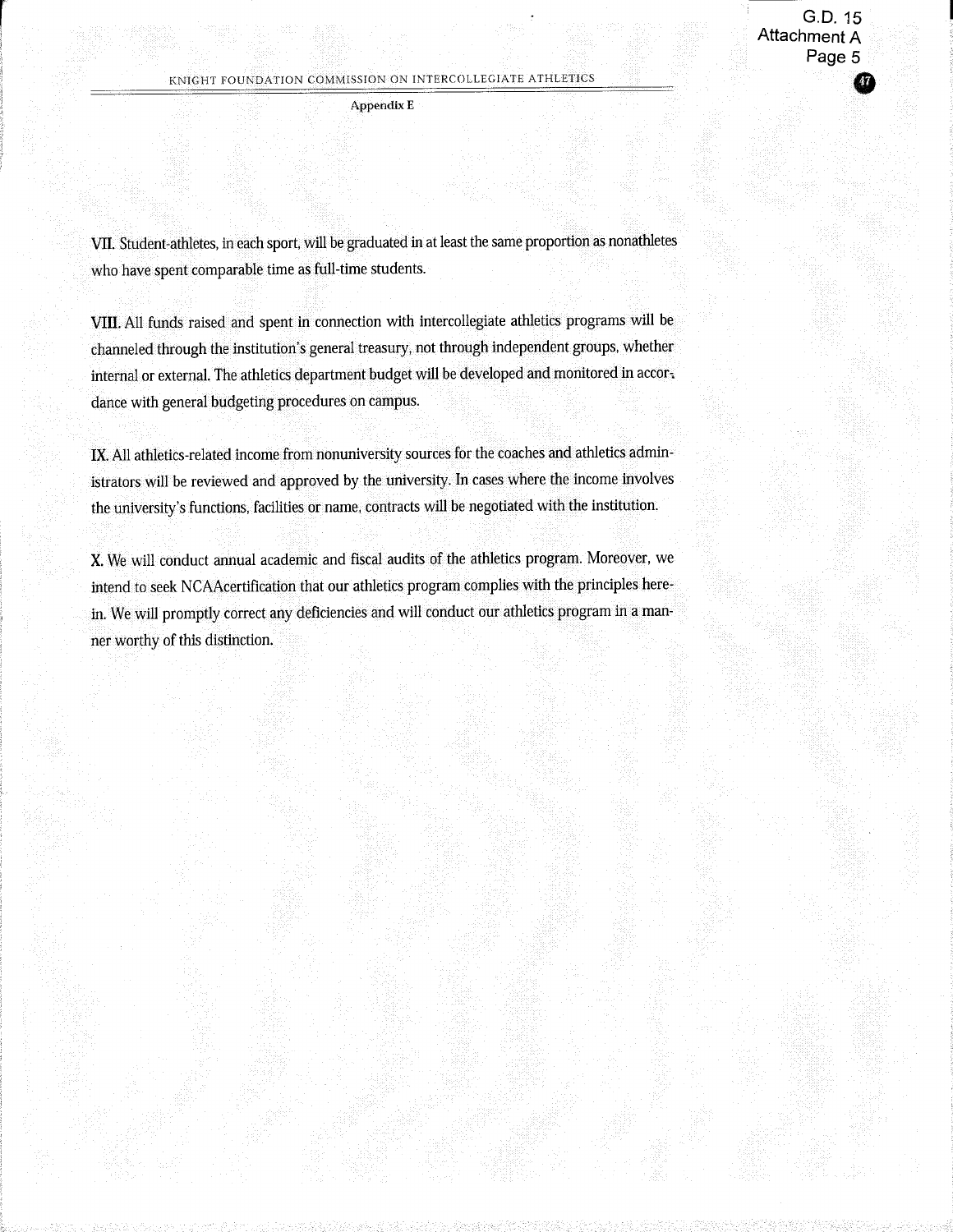VII. Student-athletes, in each sport, will be graduated in at least the same proportion as nonathletes who have spent comparable time as full-time students.

VIII. All funds raised and spent in connection with intercollegiate athletics programs will be channeled through the institution's general treasury, not through independent groups, whether internal or external. The athletics department budget will be developed and monitored in accordance with general budgeting procedures on campus.

IX. All athletics-related income from nonuniversity sources for the coaches and athletics administrators will be reviewed and approved by the university. In cases where the income involves the university's functions, facilities or name, contracts will be negotiated with the institution.

X. We will conduct annual academic and fiscal audits of the athletics program. Moreover, we intend to seek NCAAcertification that our athletics program complies with the principles herein. We will promptly correct any deficiencies and will conduct our athletics program in a manner worthy of this distinction.